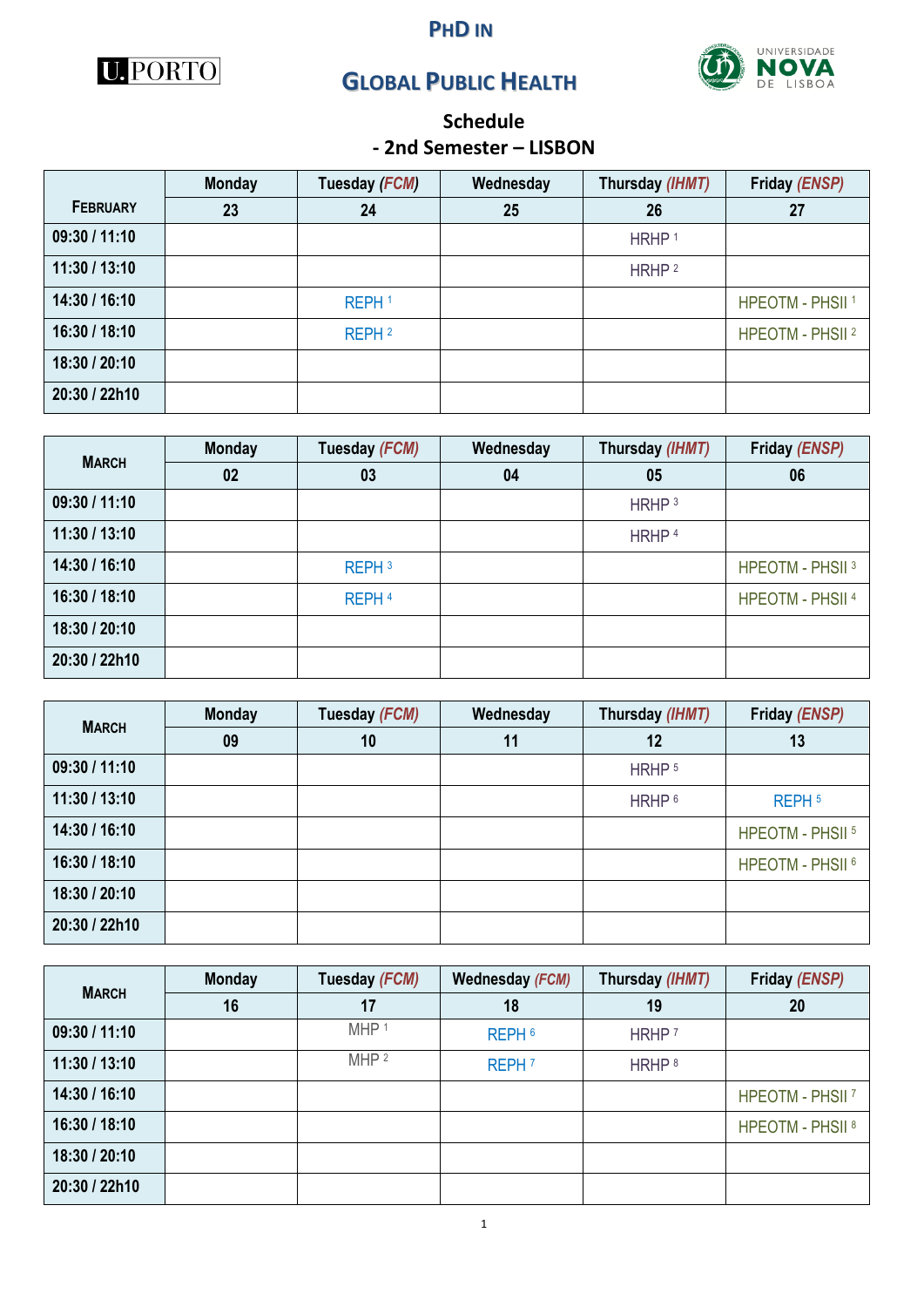U.PORTO

# PhD in Global Public Health

UNIVERSIDADE NOVA DE LISBOA

## Schedule
## - 2nd Semester – LISBON

| February | Monday | Tuesday (FCM) | Wednesday | Thursday (IHMT) | Friday (ENSP) |
|---|---|---|---|---|---|
| | 23 | 24 | 25 | 26 | 27 |
| 09:30 / 11:10 | | | | HRHP 1 | |
| 11:30 / 13:10 | | | | HRHP 2 | |
| 14:30 / 16:10 | | REPH 1 | | | HPEOTM - PHSII 1 |
| 16:30 / 18:10 | | REPH 2 | | | HPEOTM - PHSII 2 |
| 18:30 / 20:10 | | | | | |
| 20:30 / 22h10 | | | | | |

| March | Monday | Tuesday (FCM) | Wednesday | Thursday (IHMT) | Friday (ENSP) |
|---|---|---|---|---|---|
| | 02 | 03 | 04 | 05 | 06 |
| 09:30 / 11:10 | | | | HRHP 3 | |
| 11:30 / 13:10 | | | | HRHP 4 | |
| 14:30 / 16:10 | | REPH 3 | | | HPEOTM - PHSII 3 |
| 16:30 / 18:10 | | REPH 4 | | | HPEOTM - PHSII 4 |
| 18:30 / 20:10 | | | | | |
| 20:30 / 22h10 | | | | | |

| March | Monday | Tuesday (FCM) | Wednesday | Thursday (IHMT) | Friday (ENSP) |
|---|---|---|---|---|---|
| | 09 | 10 | 11 | 12 | 13 |
| 09:30 / 11:10 | | | | HRHP 5 | |
| 11:30 / 13:10 | | | | HRHP 6 | REPH 5 |
| 14:30 / 16:10 | | | | | HPEOTM - PHSII 5 |
| 16:30 / 18:10 | | | | | HPEOTM - PHSII 6 |
| 18:30 / 20:10 | | | | | |
| 20:30 / 22h10 | | | | | |

| March | Monday | Tuesday (FCM) | Wednesday (FCM) | Thursday (IHMT) | Friday (ENSP) |
|---|---|---|---|---|---|
| | 16 | 17 | 18 | 19 | 20 |
| 09:30 / 11:10 | | MHP 1 | REPH 6 | HRHP 7 | |
| 11:30 / 13:10 | | MHP 2 | REPH 7 | HRHP 8 | |
| 14:30 / 16:10 | | | | | HPEOTM - PHSII 7 |
| 16:30 / 18:10 | | | | | HPEOTM - PHSII 8 |
| 18:30 / 20:10 | | | | | |
| 20:30 / 22h10 | | | | | |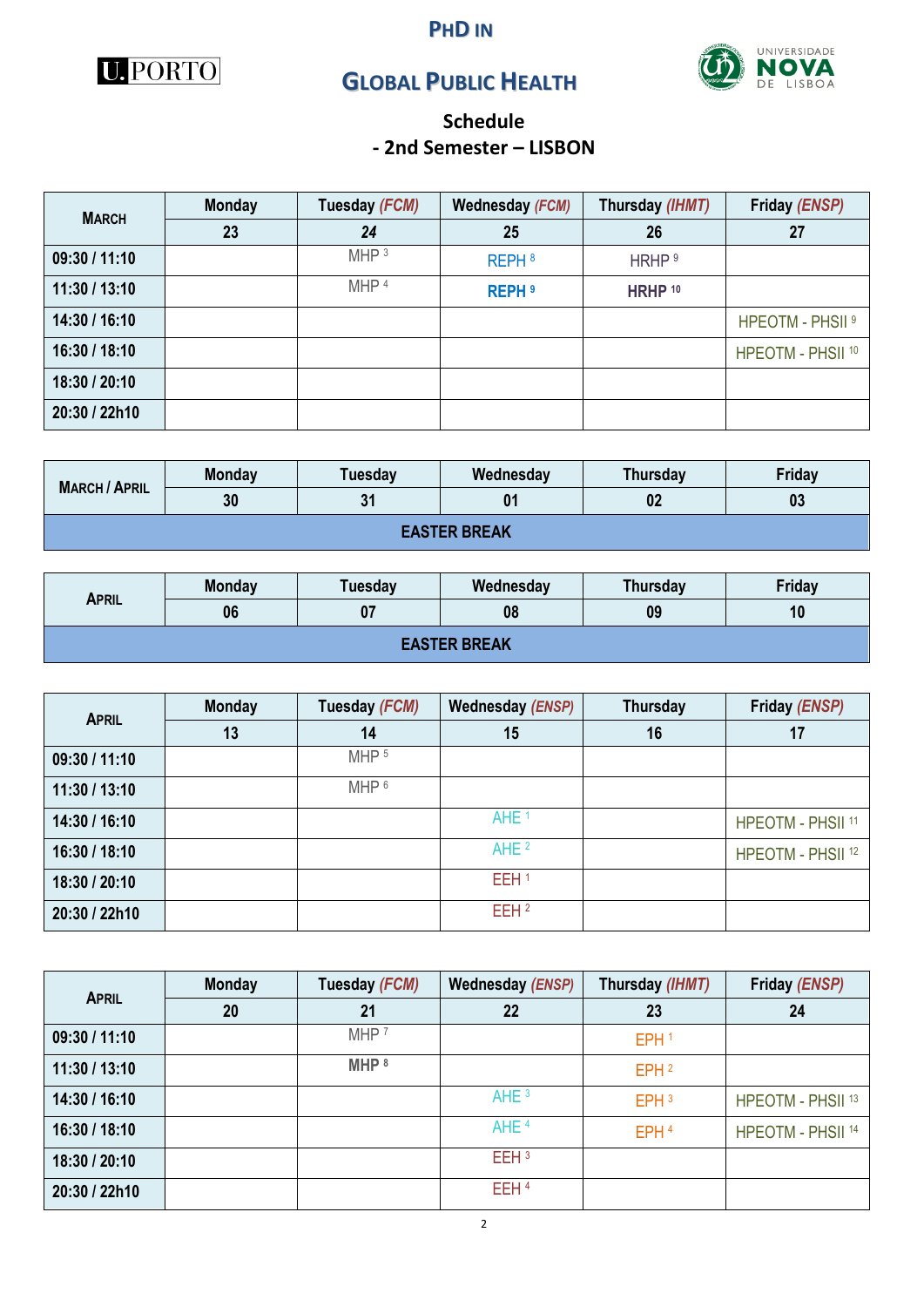# PhD in

# Global Public Health

U.PORTO

UNIVERSIDADE NOVA DE LISBOA

## Schedule
## - 2nd Semester – LISBON

| March | Monday | Tuesday (FCM) | Wednesday (FCM) | Thursday (IHMT) | Friday (ENSP) |
|---|---|---|---|---|---|
| | 23 | 24 | 25 | 26 | 27 |
| 09:30 / 11:10 | | MHP [3] | REPH [8] | HRHP [9] | |
| 11:30 / 13:10 | | MHP [4] | **REPH [9]** | **HRHP [10]** | |
| 14:30 / 16:10 | | | | | HPEOTM - PHSII [9] |
| 16:30 / 18:10 | | | | | HPEOTM - PHSII [10] |
| 18:30 / 20:10 | | | | | |
| 20:30 / 22h10 | | | | | |

| March / April | Monday | Tuesday | Wednesday | Thursday | Friday |
|---|---|---|---|---|---|
| | 30 | 31 | 01 | 02 | 03 |
| **EASTER BREAK** | | | | | |

| April | Monday | Tuesday | Wednesday | Thursday | Friday |
|---|---|---|---|---|---|
| | 06 | 07 | 08 | 09 | 10 |
| **EASTER BREAK** | | | | | |

| April | Monday | Tuesday (FCM) | Wednesday (ENSP) | Thursday | Friday (ENSP) |
|---|---|---|---|---|---|
| | 13 | 14 | 15 | 16 | 17 |
| 09:30 / 11:10 | | MHP [5] | | | |
| 11:30 / 13:10 | | MHP [6] | | | |
| 14:30 / 16:10 | | | AHE [1] | | HPEOTM - PHSII [11] |
| 16:30 / 18:10 | | | AHE [2] | | HPEOTM - PHSII [12] |
| 18:30 / 20:10 | | | EEH [1] | | |
| 20:30 / 22h10 | | | EEH [2] | | |

| April | Monday | Tuesday (FCM) | Wednesday (ENSP) | Thursday (IHMT) | Friday (ENSP) |
|---|---|---|---|---|---|
| | 20 | 21 | 22 | 23 | 24 |
| 09:30 / 11:10 | | MHP [7] | | EPH [1] | |
| 11:30 / 13:10 | | **MHP [8]** | | EPH [2] | |
| 14:30 / 16:10 | | | AHE [3] | EPH [3] | HPEOTM - PHSII [13] |
| 16:30 / 18:10 | | | AHE [4] | EPH [4] | HPEOTM - PHSII [14] |
| 18:30 / 20:10 | | | EEH [3] | | |
| 20:30 / 22h10 | | | EEH [4] | | |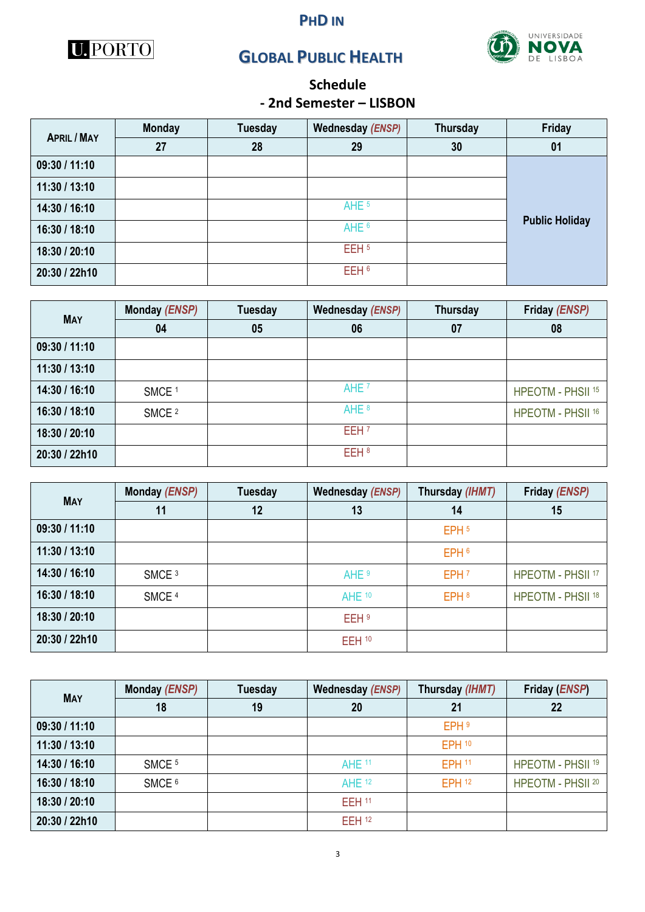# PhD in

# Global Public Health

U.PORTO — Universidade NOVA de Lisboa

## Schedule
## - 2nd Semester – LISBON

| April / May | Monday | Tuesday | Wednesday *(ENSP)* | Thursday | Friday |
|---|---|---|---|---|---|
| | 27 | 28 | 29 | 30 | 01 |
| 09:30 / 11:10 | | | | | Public Holiday |
| 11:30 / 13:10 | | | | | |
| 14:30 / 16:10 | | | AHE [5] | | |
| 16:30 / 18:10 | | | AHE [6] | | |
| 18:30 / 20:10 | | | EEH [5] | | |
| 20:30 / 22h10 | | | EEH [6] | | |

| May | Monday *(ENSP)* | Tuesday | Wednesday *(ENSP)* | Thursday | Friday *(ENSP)* |
|---|---|---|---|---|---|
| | 04 | 05 | 06 | 07 | 08 |
| 09:30 / 11:10 | | | | | |
| 11:30 / 13:10 | | | | | |
| 14:30 / 16:10 | SMCE [1] | | AHE [7] | | HPEOTM - PHSII [15] |
| 16:30 / 18:10 | SMCE [2] | | AHE [8] | | HPEOTM - PHSII [16] |
| 18:30 / 20:10 | | | EEH [7] | | |
| 20:30 / 22h10 | | | EEH [8] | | |

| May | Monday *(ENSP)* | Tuesday | Wednesday *(ENSP)* | Thursday *(IHMT)* | Friday *(ENSP)* |
|---|---|---|---|---|---|
| | 11 | 12 | 13 | 14 | 15 |
| 09:30 / 11:10 | | | | EPH [5] | |
| 11:30 / 13:10 | | | | EPH [6] | |
| 14:30 / 16:10 | SMCE [3] | | AHE [9] | EPH [7] | HPEOTM - PHSII [17] |
| 16:30 / 18:10 | SMCE [4] | | AHE [10] | EPH [8] | HPEOTM - PHSII [18] |
| 18:30 / 20:10 | | | EEH [9] | | |
| 20:30 / 22h10 | | | EEH [10] | | |

| May | Monday *(ENSP)* | Tuesday | Wednesday *(ENSP)* | Thursday *(IHMT)* | Friday (*ENSP*) |
|---|---|---|---|---|---|
| | 18 | 19 | 20 | 21 | 22 |
| 09:30 / 11:10 | | | | EPH [9] | |
| 11:30 / 13:10 | | | | EPH [10] | |
| 14:30 / 16:10 | SMCE [5] | | AHE [11] | EPH [11] | HPEOTM - PHSII [19] |
| 16:30 / 18:10 | SMCE [6] | | AHE [12] | EPH [12] | HPEOTM - PHSII [20] |
| 18:30 / 20:10 | | | EEH [11] | | |
| 20:30 / 22h10 | | | EEH [12] | | |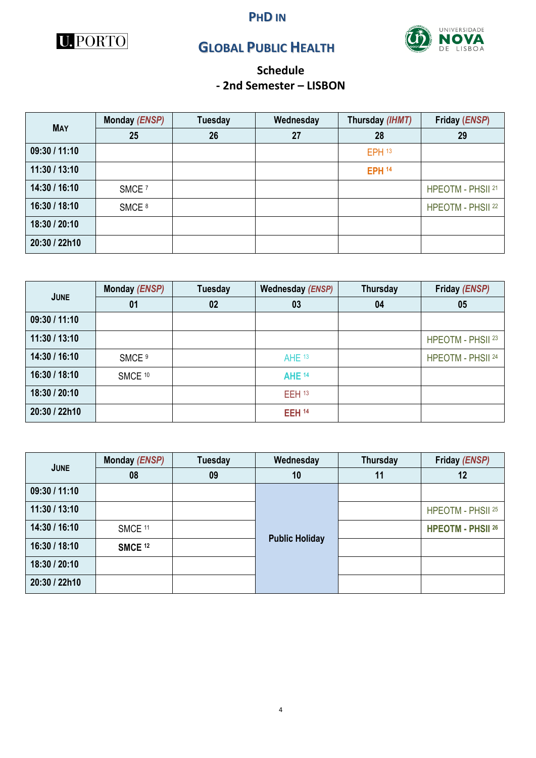# PHD IN

U.PORTO

# GLOBAL PUBLIC HEALTH

UNIVERSIDADE NOVA DE LISBOA

## Schedule
## - 2nd Semester – LISBON

| MAY | Monday *(ENSP)* | Tuesday | Wednesday | Thursday *(IHMT)* | Friday *(ENSP)* |
|---|---|---|---|---|---|
| | 25 | 26 | 27 | 28 | 29 |
| 09:30 / 11:10 | | | | EPH [13] | |
| 11:30 / 13:10 | | | | **EPH [14]** | |
| 14:30 / 16:10 | SMCE [7] | | | | HPEOTM - PHSII [21] |
| 16:30 / 18:10 | SMCE [8] | | | | HPEOTM - PHSII [22] |
| 18:30 / 20:10 | | | | | |
| 20:30 / 22h10 | | | | | |

| JUNE | Monday *(ENSP)* | Tuesday | Wednesday *(ENSP)* | Thursday | Friday *(ENSP)* |
|---|---|---|---|---|---|
| | 01 | 02 | 03 | 04 | 05 |
| 09:30 / 11:10 | | | | | |
| 11:30 / 13:10 | | | | | HPEOTM - PHSII [23] |
| 14:30 / 16:10 | SMCE [9] | | AHE [13] | | HPEOTM - PHSII [24] |
| 16:30 / 18:10 | SMCE [10] | | **AHE [14]** | | |
| 18:30 / 20:10 | | | EEH [13] | | |
| 20:30 / 22h10 | | | **EEH [14]** | | |

| JUNE | Monday *(ENSP)* | Tuesday | Wednesday | Thursday | Friday *(ENSP)* |
|---|---|---|---|---|---|
| | 08 | 09 | 10 | 11 | 12 |
| 09:30 / 11:10 | | | Public Holiday | | |
| 11:30 / 13:10 | | | Public Holiday | | HPEOTM - PHSII [25] |
| 14:30 / 16:10 | SMCE [11] | | Public Holiday | | **HPEOTM - PHSII [26]** |
| 16:30 / 18:10 | **SMCE [12]** | | Public Holiday | | |
| 18:30 / 20:10 | | | Public Holiday | | |
| 20:30 / 22h10 | | | Public Holiday | | |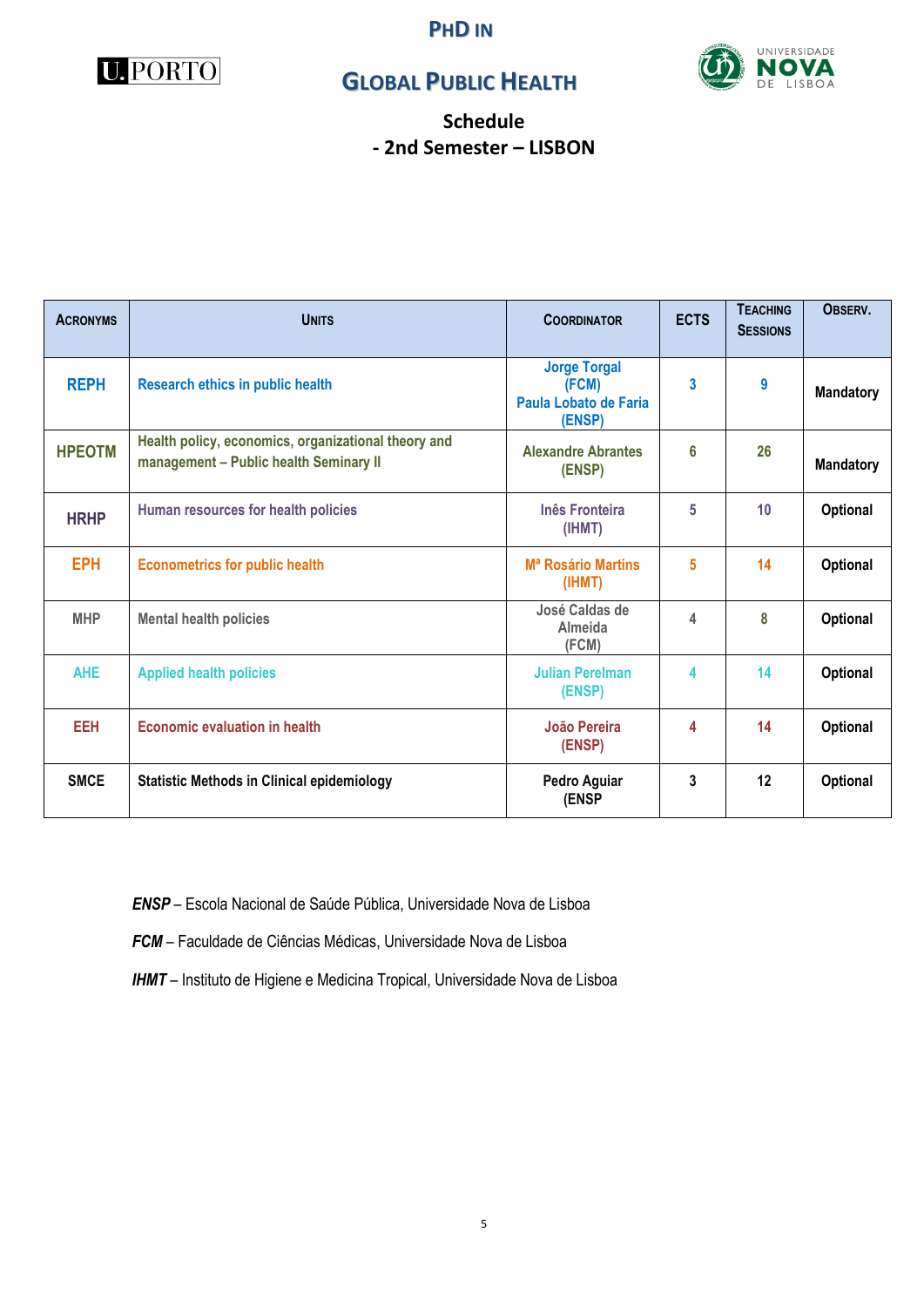# PhD in Global Public Health

## Schedule
## - 2nd Semester – LISBON

| Acronyms | Units | Coordinator | ECTS | Teaching Sessions | Observ. |
|---|---|---|---|---|---|
| REPH | Research ethics in public health | Jorge Torgal (FCM) Paula Lobato de Faria (ENSP) | 3 | 9 | Mandatory |
| HPEOTM | Health policy, economics, organizational theory and management – Public health Seminary II | Alexandre Abrantes (ENSP) | 6 | 26 | Mandatory |
| HRHP | Human resources for health policies | Inês Fronteira (IHMT) | 5 | 10 | Optional |
| EPH | Econometrics for public health | Mª Rosário Martins (IHMT) | 5 | 14 | Optional |
| MHP | Mental health policies | José Caldas de Almeida (FCM) | 4 | 8 | Optional |
| AHE | Applied health policies | Julian Perelman (ENSP) | 4 | 14 | Optional |
| EEH | Economic evaluation in health | João Pereira (ENSP) | 4 | 14 | Optional |
| SMCE | Statistic Methods in Clinical epidemiology | Pedro Aguiar (ENSP | 3 | 12 | Optional |

***ENSP*** – Escola Nacional de Saúde Pública, Universidade Nova de Lisboa

***FCM*** – Faculdade de Ciências Médicas, Universidade Nova de Lisboa

***IHMT*** – Instituto de Higiene e Medicina Tropical, Universidade Nova de Lisboa